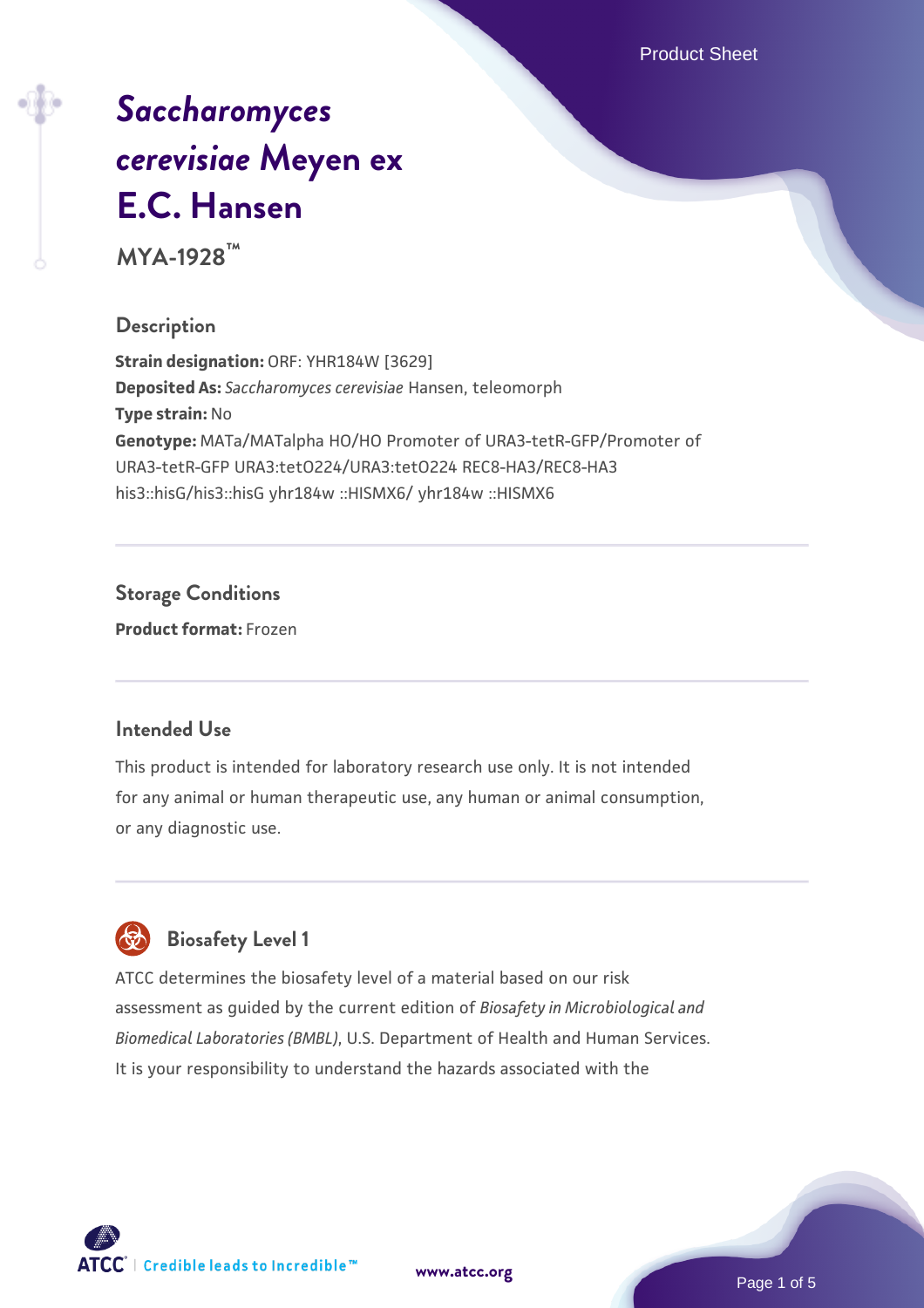# *Saccharomyces cerevisiae* Meyen ex E.C. Hansen

**MYA-1928™**

## Description

**Strain designation:** ORF: YHR184W [3629]
**Deposited As:** *Saccharomyces cerevisiae* Hansen, teleomorph
**Type strain:** No
**Genotype:** MATa/MATalpha HO/HO Promoter of URA3-tetR-GFP/Promoter of URA3-tetR-GFP URA3:tetO224/URA3:tetO224 REC8-HA3/REC8-HA3 his3::hisG/his3::hisG yhr184w ::HISMX6/ yhr184w ::HISMX6

## Storage Conditions

**Product format:** Frozen

## Intended Use

This product is intended for laboratory research use only. It is not intended for any animal or human therapeutic use, any human or animal consumption, or any diagnostic use.

## Biosafety Level 1

ATCC determines the biosafety level of a material based on our risk assessment as guided by the current edition of *Biosafety in Microbiological and Biomedical Laboratories (BMBL)*, U.S. Department of Health and Human Services. It is your responsibility to understand the hazards associated with the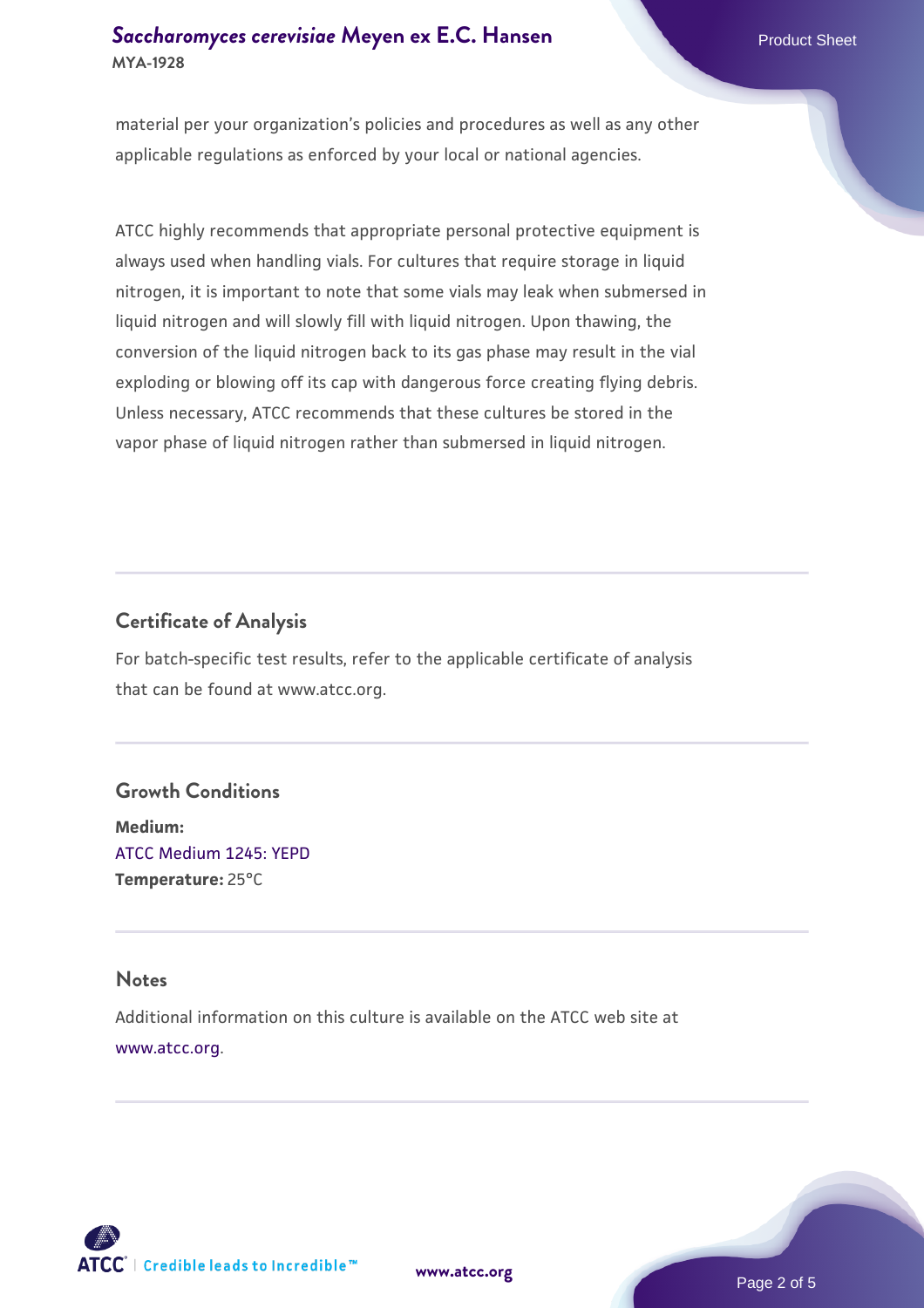material per your organization's policies and procedures as well as any other applicable regulations as enforced by your local or national agencies.

ATCC highly recommends that appropriate personal protective equipment is always used when handling vials. For cultures that require storage in liquid nitrogen, it is important to note that some vials may leak when submersed in liquid nitrogen and will slowly fill with liquid nitrogen. Upon thawing, the conversion of the liquid nitrogen back to its gas phase may result in the vial exploding or blowing off its cap with dangerous force creating flying debris. Unless necessary, ATCC recommends that these cultures be stored in the vapor phase of liquid nitrogen rather than submersed in liquid nitrogen.

## Certificate of Analysis

For batch-specific test results, refer to the applicable certificate of analysis that can be found at www.atcc.org.

## Growth Conditions

**Medium:**
ATCC Medium 1245: YEPD
**Temperature:** 25°C

## Notes

Additional information on this culture is available on the ATCC web site at www.atcc.org.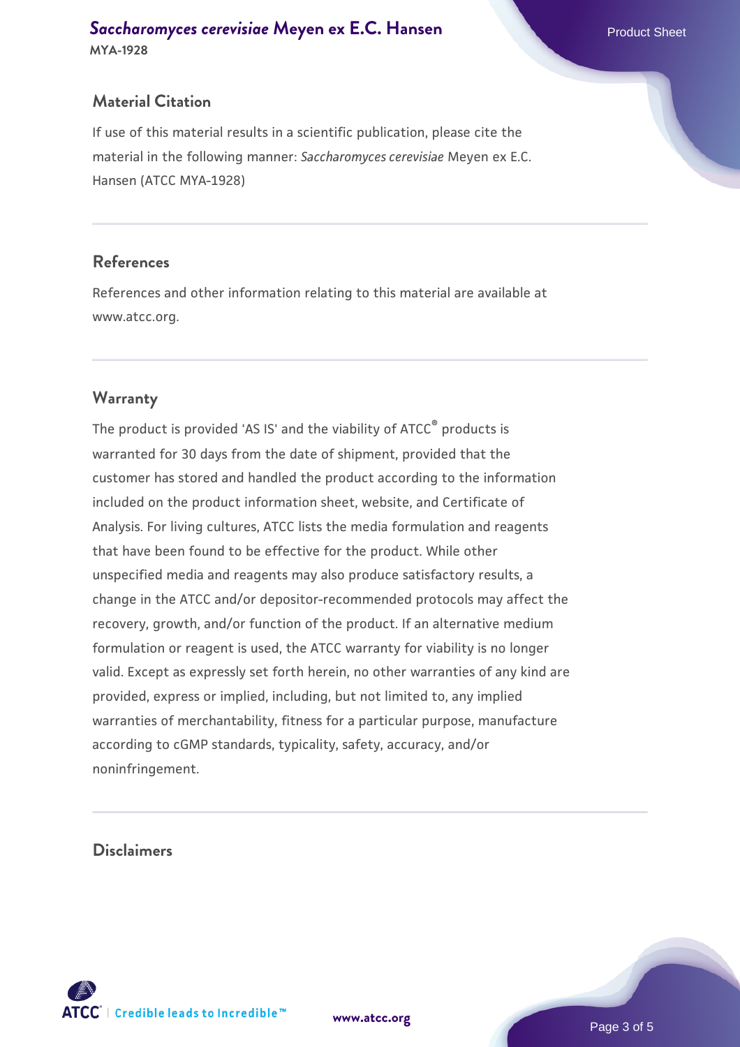## Material Citation

If use of this material results in a scientific publication, please cite the material in the following manner: *Saccharomyces cerevisiae* Meyen ex E.C. Hansen (ATCC MYA-1928)

## References

References and other information relating to this material are available at www.atcc.org.

## Warranty

The product is provided 'AS IS' and the viability of ATCC® products is warranted for 30 days from the date of shipment, provided that the customer has stored and handled the product according to the information included on the product information sheet, website, and Certificate of Analysis. For living cultures, ATCC lists the media formulation and reagents that have been found to be effective for the product. While other unspecified media and reagents may also produce satisfactory results, a change in the ATCC and/or depositor-recommended protocols may affect the recovery, growth, and/or function of the product. If an alternative medium formulation or reagent is used, the ATCC warranty for viability is no longer valid. Except as expressly set forth herein, no other warranties of any kind are provided, express or implied, including, but not limited to, any implied warranties of merchantability, fitness for a particular purpose, manufacture according to cGMP standards, typicality, safety, accuracy, and/or noninfringement.

## Disclaimers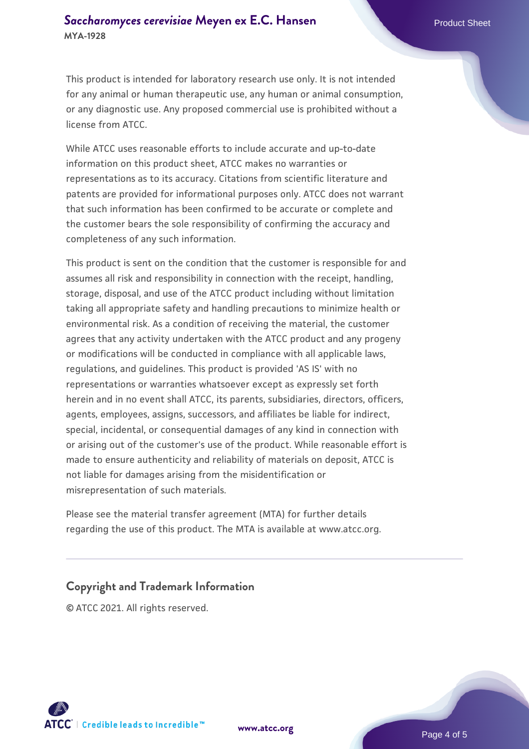This product is intended for laboratory research use only. It is not intended for any animal or human therapeutic use, any human or animal consumption, or any diagnostic use. Any proposed commercial use is prohibited without a license from ATCC.

While ATCC uses reasonable efforts to include accurate and up-to-date information on this product sheet, ATCC makes no warranties or representations as to its accuracy. Citations from scientific literature and patents are provided for informational purposes only. ATCC does not warrant that such information has been confirmed to be accurate or complete and the customer bears the sole responsibility of confirming the accuracy and completeness of any such information.

This product is sent on the condition that the customer is responsible for and assumes all risk and responsibility in connection with the receipt, handling, storage, disposal, and use of the ATCC product including without limitation taking all appropriate safety and handling precautions to minimize health or environmental risk. As a condition of receiving the material, the customer agrees that any activity undertaken with the ATCC product and any progeny or modifications will be conducted in compliance with all applicable laws, regulations, and guidelines. This product is provided 'AS IS' with no representations or warranties whatsoever except as expressly set forth herein and in no event shall ATCC, its parents, subsidiaries, directors, officers, agents, employees, assigns, successors, and affiliates be liable for indirect, special, incidental, or consequential damages of any kind in connection with or arising out of the customer's use of the product. While reasonable effort is made to ensure authenticity and reliability of materials on deposit, ATCC is not liable for damages arising from the misidentification or misrepresentation of such materials.

Please see the material transfer agreement (MTA) for further details regarding the use of this product. The MTA is available at www.atcc.org.

## Copyright and Trademark Information

© ATCC 2021. All rights reserved.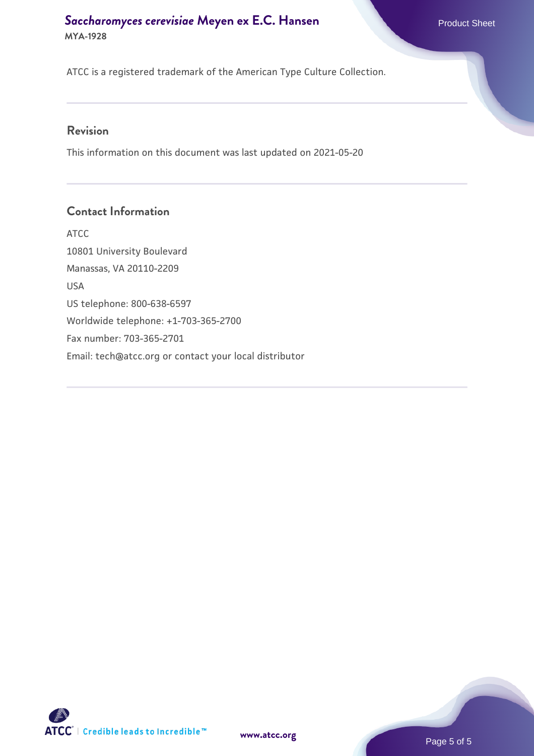ATCC is a registered trademark of the American Type Culture Collection.

## Revision

This information on this document was last updated on 2021-05-20

## Contact Information

ATCC
10801 University Boulevard
Manassas, VA 20110-2209
USA
US telephone: 800-638-6597
Worldwide telephone: +1-703-365-2700
Fax number: 703-365-2701
Email: tech@atcc.org or contact your local distributor